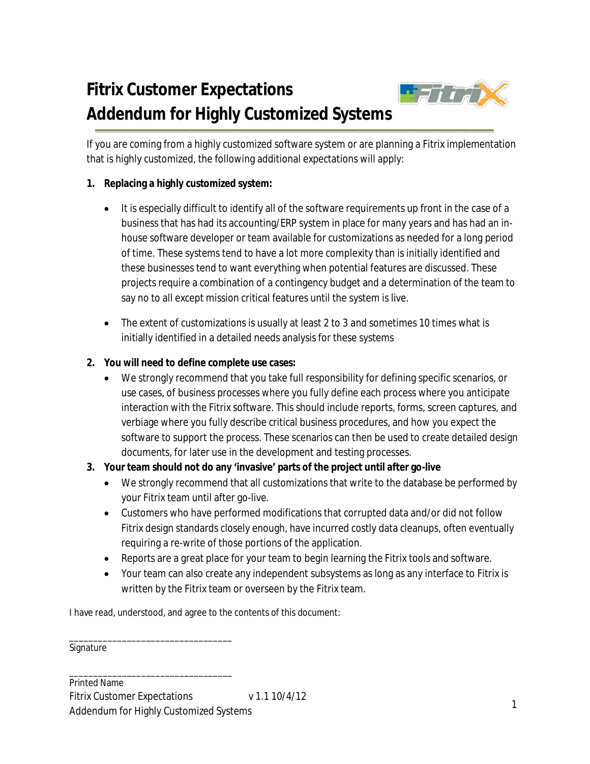# Fitrix Customer Expectations
# Addendum for Highly Customized Systems

If you are coming from a highly customized software system or are planning a Fitrix implementation that is highly customized, the following additional expectations will apply:

1. **Replacing a highly customized system:**
   - It is especially difficult to identify all of the software requirements up front in the case of a business that has had its accounting/ERP system in place for many years and has had an in-house software developer or team available for customizations as needed for a long period of time. These systems tend to have a lot more complexity than is initially identified and these businesses tend to want everything when potential features are discussed. These projects require a combination of a contingency budget and a determination of the team to say no to all except mission critical features until the system is live.
   - The extent of customizations is usually at least 2 to 3 and sometimes 10 times what is initially identified in a detailed needs analysis for these systems
2. **You will need to define complete use cases:**
   - We strongly recommend that you take full responsibility for defining specific scenarios, or use cases, of business processes where you fully define each process where you anticipate interaction with the Fitrix software. This should include reports, forms, screen captures, and verbiage where you fully describe critical business procedures, and how you expect the software to support the process. These scenarios can then be used to create detailed design documents, for later use in the development and testing processes.
3. **Your team should not do any 'invasive' parts of the project until after go-live**
   - We strongly recommend that all customizations that write to the database be performed by your Fitrix team until after go-live.
   - Customers who have performed modifications that corrupted data and/or did not follow Fitrix design standards closely enough, have incurred costly data cleanups, often eventually requiring a re-write of those portions of the application.
   - Reports are a great place for your team to begin learning the Fitrix tools and software.
   - Your team can also create any independent subsystems as long as any interface to Fitrix is written by the Fitrix team or overseen by the Fitrix team.

I have read, understood, and agree to the contents of this document:

________________________________
Signature

________________________________
Printed Name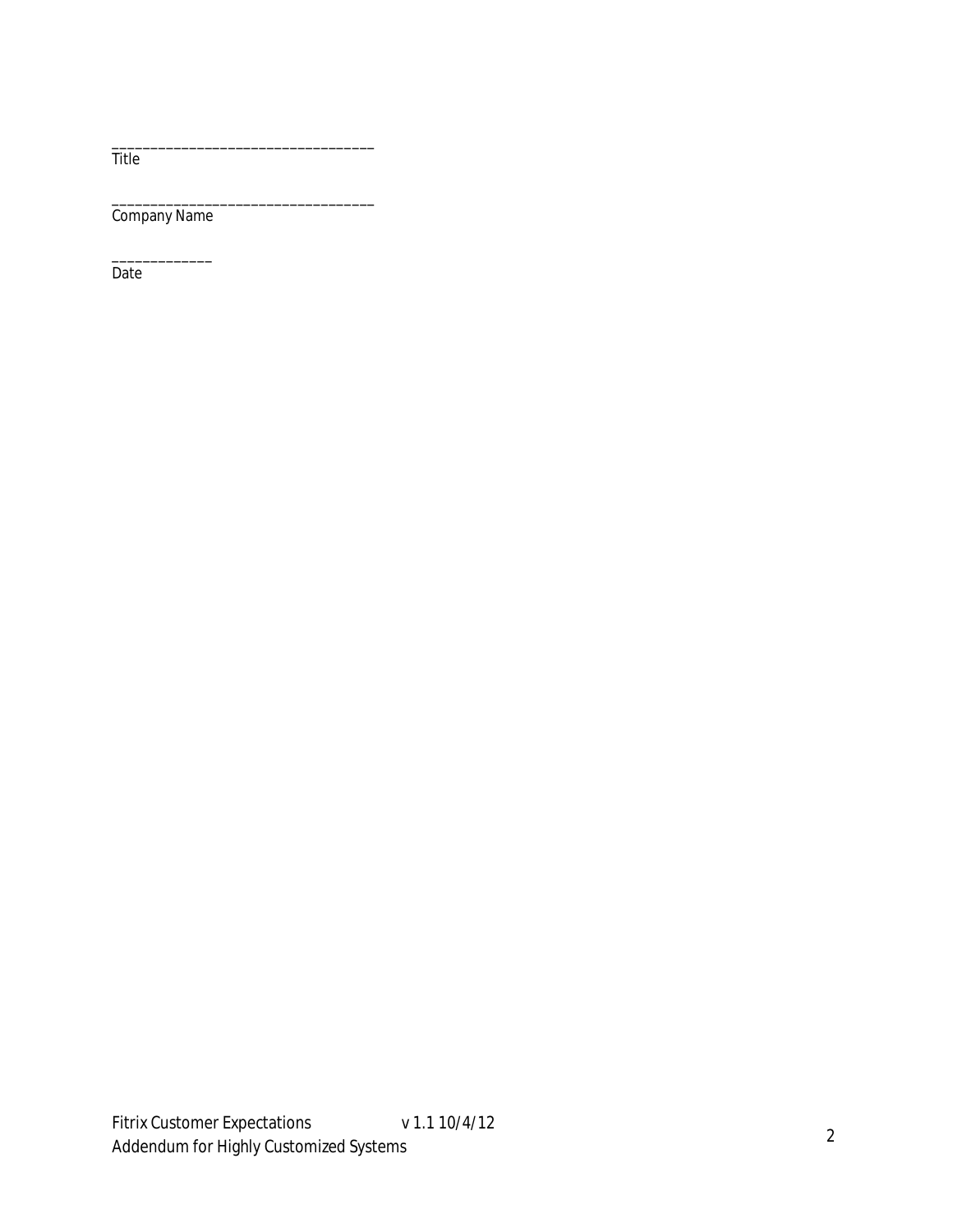___________________________________
Title

___________________________________
Company Name

_____________
Date